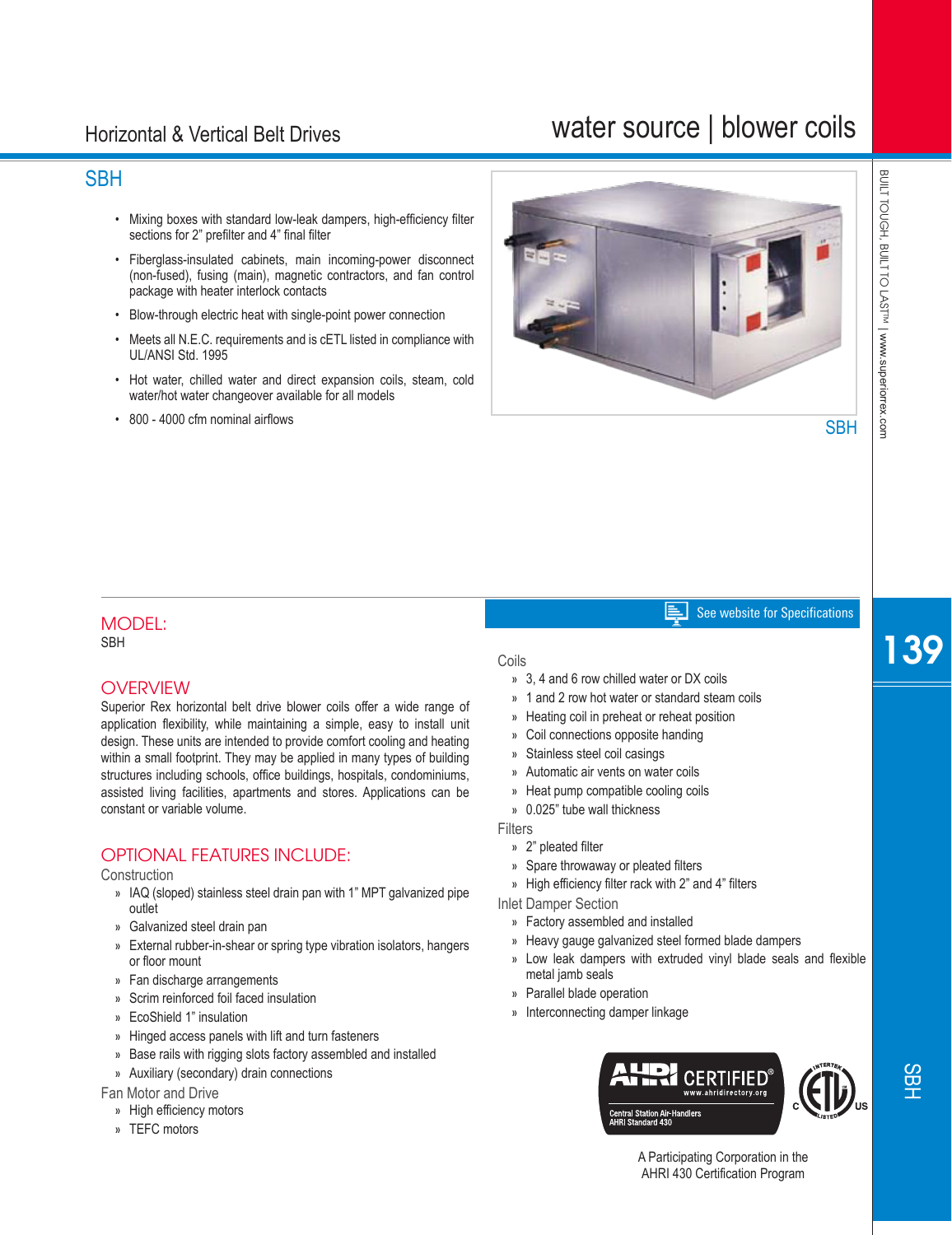Horizontal & Vertical Belt Drives

# water source | blower coils

## SBH

- Mixing boxes with standard low-leak dampers, high-efficiency filter sections for 2” prefilter and 4” final filter
- Fiberglass-insulated cabinets, main incoming-power disconnect (non-fused), fusing (main), magnetic contractors, and fan control package with heater interlock contacts
- Blow-through electric heat with single-point power connection
- Meets all N.E.C. requirements and is cETL listed in compliance with UL/ANSI Std. 1995
- Hot water, chilled water and direct expansion coils, steam, cold water/hot water changeover available for all models
- 800 - 4000 cfm nominal airflows

SBH

## MODEL:

SBH

## OVERVIEW

Superior Rex horizontal belt drive blower coils offer a wide range of application flexibility, while maintaining a simple, easy to install unit design. These units are intended to provide comfort cooling and heating within a small footprint. They may be applied in many types of building structures including schools, office buildings, hospitals, condominiums, assisted living facilities, apartments and stores. Applications can be constant or variable volume.

## OPTIONAL FEATURES INCLUDE:

### Construction

- IAQ (sloped) stainless steel drain pan with 1” MPT galvanized pipe outlet
- Galvanized steel drain pan
- External rubber-in-shear or spring type vibration isolators, hangers or floor mount
- Fan discharge arrangements
- Scrim reinforced foil faced insulation
- EcoShield 1” insulation
- Hinged access panels with lift and turn fasteners
- Base rails with rigging slots factory assembled and installed
- Auxiliary (secondary) drain connections

### Fan Motor and Drive

- High efficiency motors
- TEFC motors

See website for Specifications

### Coils

- 3, 4 and 6 row chilled water or DX coils
- 1 and 2 row hot water or standard steam coils
- Heating coil in preheat or reheat position
- Coil connections opposite handing
- Stainless steel coil casings
- Automatic air vents on water coils
- Heat pump compatible cooling coils
- 0.025” tube wall thickness

### Filters

- 2” pleated filter
- Spare throwaway or pleated filters
- High efficiency filter rack with 2” and 4” filters

### Inlet Damper Section

- Factory assembled and installed
- Heavy gauge galvanized steel formed blade dampers
- Low leak dampers with extruded vinyl blade seals and flexible metal jamb seals
- Parallel blade operation
- Interconnecting damper linkage

AHRI CERTIFIED® www.ahridirectory.org
Central Station Air-Handlers AHRI Standard 430

C ETL US LISTED INTERTEK

A Participating Corporation in the AHRI 430 Certification Program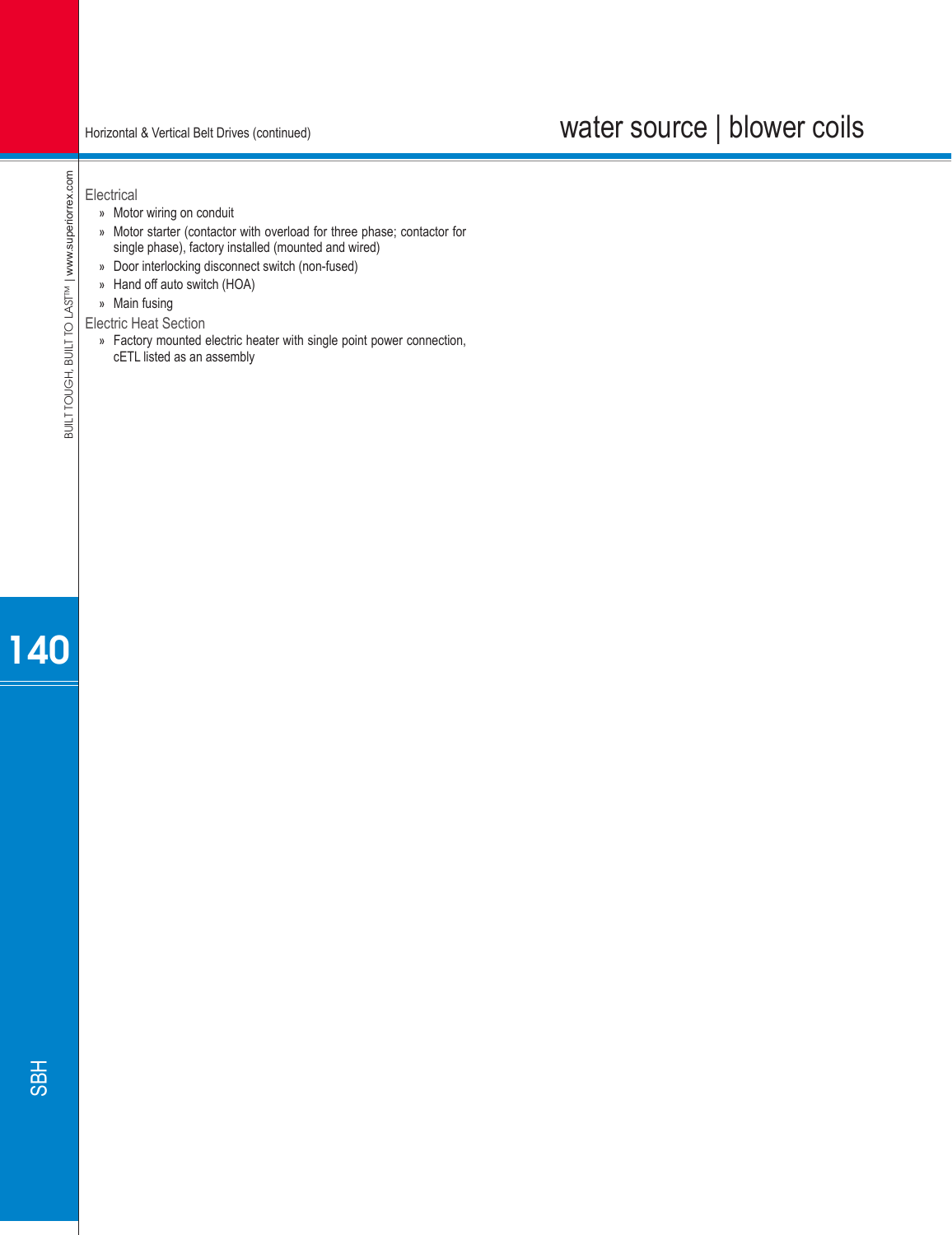Horizontal & Vertical Belt Drives (continued)

### Electrical

- Motor wiring on conduit
- Motor starter (contactor with overload for three phase; contactor for single phase), factory installed (mounted and wired)
- Door interlocking disconnect switch (non-fused)
- Hand off auto switch (HOA)
- Main fusing

### Electric Heat Section

- Factory mounted electric heater with single point power connection, cETL listed as an assembly